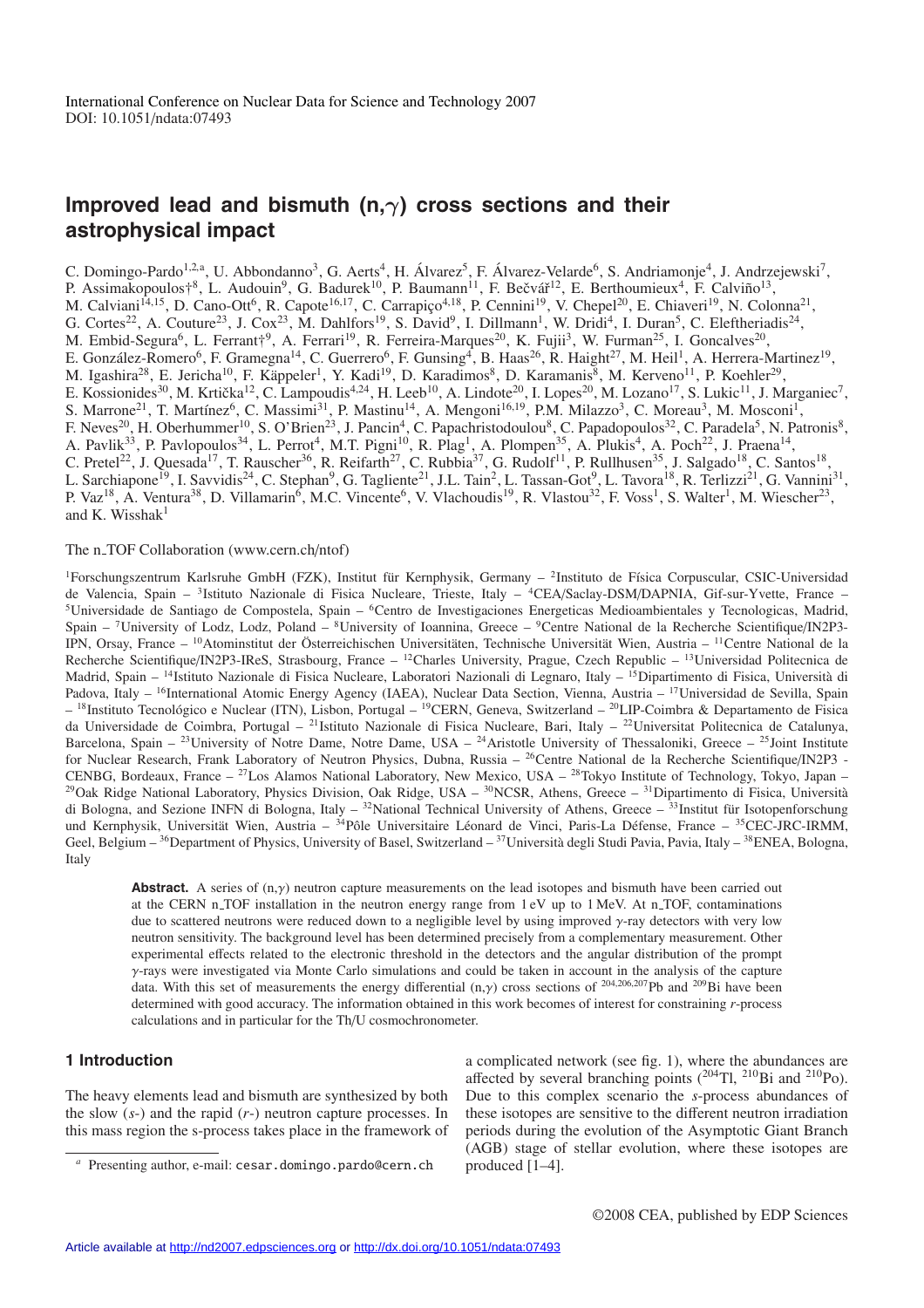International Conference on Nuclear Data for Science and Technology 2007
DOI: 10.1051/ndata:07493

# Improved lead and bismuth (n,γ) cross sections and their astrophysical impact

C. Domingo-Pardo[1,2,a], U. Abbondanno[3], G. Aerts[4], H. Álvarez[5], F. Álvarez-Velarde[6], S. Andriamonje[4], J. Andrzejewski[7], P. Assimakopoulos†[8], L. Audouin[9], G. Badurek[10], P. Baumann[11], F. Bečvář[12], E. Berthoumieux[4], F. Calviño[13], M. Calviani[14,15], D. Cano-Ott[6], R. Capote[16,17], C. Carrapiço[4,18], P. Cennini[19], V. Chepel[20], E. Chiaveri[19], N. Colonna[21], G. Cortes[22], A. Couture[23], J. Cox[23], M. Dahlfors[19], S. David[9], I. Dillmann[1], W. Dridi[4], I. Duran[5], C. Eleftheriadis[24], M. Embid-Segura[6], L. Ferrant†[9], A. Ferrari[19], R. Ferreira-Marques[20], K. Fujii[3], W. Furman[25], I. Goncalves[20], E. González-Romero[6], F. Gramegna[14], C. Guerrero[6], F. Gunsing[4], B. Haas[26], R. Haight[27], M. Heil[1], A. Herrera-Martinez[19], M. Igashira[28], E. Jericha[10], F. Käppeler[1], Y. Kadi[19], D. Karadimos[8], D. Karamanis[8], M. Kerveno[11], P. Koehler[29], E. Kossionides[30], M. Krtička[12], C. Lampoudis[4,24], H. Leeb[10], A. Lindote[20], I. Lopes[20], M. Lozano[17], S. Lukic[11], J. Marganiec[7], S. Marrone[21], T. Martínez[6], C. Massimi[31], P. Mastinu[14], A. Mengoni[16,19], P.M. Milazzo[3], C. Moreau[3], M. Mosconi[1], F. Neves[20], H. Oberhummer[10], S. O'Brien[23], J. Pancin[4], C. Papachristodoulou[8], C. Papadopoulos[32], C. Paradela[5], N. Patronis[8], A. Pavlik[33], P. Pavlopoulos[34], L. Perrot[4], M.T. Pigni[10], R. Plag[1], A. Plompen[35], A. Plukis[4], A. Poch[22], J. Praena[14], C. Pretel[22], J. Quesada[17], T. Rauscher[36], R. Reifarth[27], C. Rubbia[37], G. Rudolf[11], P. Rullhusen[35], J. Salgado[18], C. Santos[18], L. Sarchiapone[19], I. Savvidis[24], C. Stephan[9], G. Tagliente[21], J.L. Tain[2], L. Tassan-Got[9], L. Tavora[18], R. Terlizzi[21], G. Vannini[31], P. Vaz[18], A. Ventura[38], D. Villamarin[6], M.C. Vincente[6], V. Vlachoudis[19], R. Vlastou[32], F. Voss[1], S. Walter[1], M. Wiescher[23], and K. Wisshak[1]

The n_TOF Collaboration (www.cern.ch/ntof)

[1]Forschungszentrum Karlsruhe GmbH (FZK), Institut für Kernphysik, Germany – [2]Instituto de Física Corpuscular, CSIC-Universidad de Valencia, Spain – [3]Istituto Nazionale di Fisica Nucleare, Trieste, Italy – [4]CEA/Saclay-DSM/DAPNIA, Gif-sur-Yvette, France – [5]Universidade de Santiago de Compostela, Spain – [6]Centro de Investigaciones Energeticas Medioambientales y Tecnologicas, Madrid, Spain – [7]University of Lodz, Lodz, Poland – [8]University of Ioannina, Greece – [9]Centre National de la Recherche Scientifique/IN2P3-IPN, Orsay, France – [10]Atominstitut der Österreichischen Universitäten, Technische Universität Wien, Austria – [11]Centre National de la Recherche Scientifique/IN2P3-IReS, Strasbourg, France – [12]Charles University, Prague, Czech Republic – [13]Universidad Politecnica de Madrid, Spain – [14]Istituto Nazionale di Fisica Nucleare, Laboratori Nazionali di Legnaro, Italy – [15]Dipartimento di Fisica, Università di Padova, Italy – [16]International Atomic Energy Agency (IAEA), Nuclear Data Section, Vienna, Austria – [17]Universidad de Sevilla, Spain – [18]Instituto Tecnológico e Nuclear (ITN), Lisbon, Portugal – [19]CERN, Geneva, Switzerland – [20]LIP-Coimbra & Departamento de Fisica da Universidade de Coimbra, Portugal – [21]Istituto Nazionale di Fisica Nucleare, Bari, Italy – [22]Universitat Politecnica de Catalunya, Barcelona, Spain – [23]University of Notre Dame, Notre Dame, USA – [24]Aristotle University of Thessaloniki, Greece – [25]Joint Institute for Nuclear Research, Frank Laboratory of Neutron Physics, Dubna, Russia – [26]Centre National de la Recherche Scientifique/IN2P3 - CENBG, Bordeaux, France – [27]Los Alamos National Laboratory, New Mexico, USA – [28]Tokyo Institute of Technology, Tokyo, Japan – [29]Oak Ridge National Laboratory, Physics Division, Oak Ridge, USA – [30]NCSR, Athens, Greece – [31]Dipartimento di Fisica, Università di Bologna, and Sezione INFN di Bologna, Italy – [32]National Technical University of Athens, Greece – [33]Institut für Isotopenforschung und Kernphysik, Universität Wien, Austria – [34]Pôle Universitaire Léonard de Vinci, Paris-La Défense, France – [35]CEC-JRC-IRMM, Geel, Belgium – [36]Department of Physics, University of Basel, Switzerland – [37]Università degli Studi Pavia, Pavia, Italy – [38]ENEA, Bologna, Italy

**Abstract.** A series of (n,γ) neutron capture measurements on the lead isotopes and bismuth have been carried out at the CERN n_TOF installation in the neutron energy range from 1 eV up to 1 MeV. At n_TOF, contaminations due to scattered neutrons were reduced down to a negligible level by using improved γ-ray detectors with very low neutron sensitivity. The background level has been determined precisely from a complementary measurement. Other experimental effects related to the electronic threshold in the detectors and the angular distribution of the prompt γ-rays were investigated via Monte Carlo simulations and could be taken in account in the analysis of the capture data. With this set of measurements the energy differential (n,γ) cross sections of $^{204,206,207}$Pb and $^{209}$Bi have been determined with good accuracy. The information obtained in this work becomes of interest for constraining *r*-process calculations and in particular for the Th/U cosmochronometer.

## 1 Introduction

The heavy elements lead and bismuth are synthesized by both the slow (*s*-) and the rapid (*r*-) neutron capture processes. In this mass region the s-process takes place in the framework of a complicated network (see fig. 1), where the abundances are affected by several branching points ($^{204}$Tl, $^{210}$Bi and $^{210}$Po). Due to this complex scenario the *s*-process abundances of these isotopes are sensitive to the different neutron irradiation periods during the evolution of the Asymptotic Giant Branch (AGB) stage of stellar evolution, where these isotopes are produced [1–4].

[a] Presenting author, e-mail: cesar.domingo.pardo@cern.ch

©2008 CEA, published by EDP Sciences

Article available at http://nd2007.edpsciences.org or http://dx.doi.org/10.1051/ndata:07493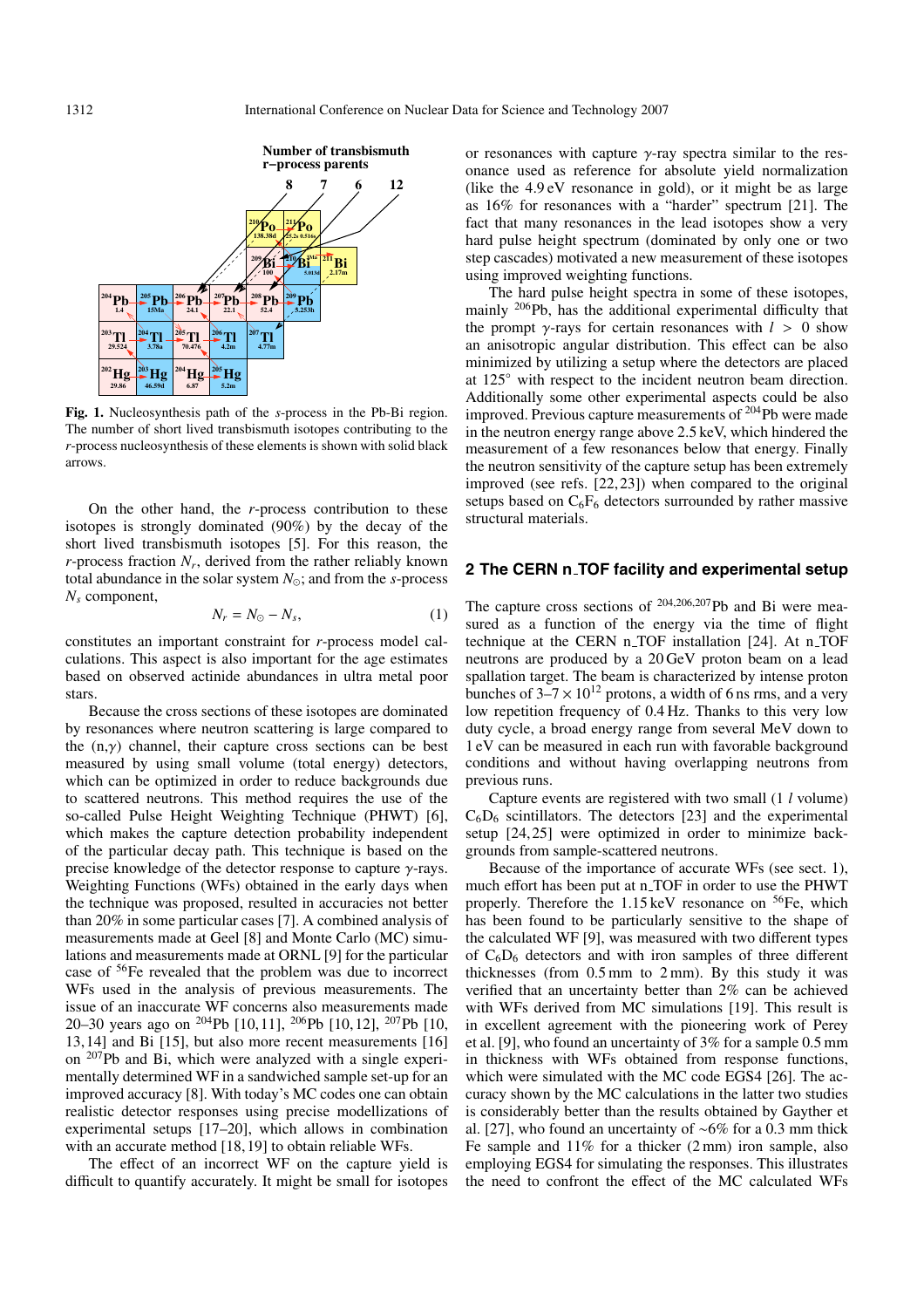**Fig. 1.** Nucleosynthesis path of the *s*-process in the Pb-Bi region. The number of short lived transbismuth isotopes contributing to the *r*-process nucleosynthesis of these elements is shown with solid black arrows.

On the other hand, the *r*-process contribution to these isotopes is strongly dominated (90%) by the decay of the short lived transbismuth isotopes [5]. For this reason, the *r*-process fraction $N_r$, derived from the rather reliably known total abundance in the solar system $N_\odot$; and from the *s*-process $N_s$ component,

$$N_r = N_\odot - N_s, \tag{1}$$

constitutes an important constraint for *r*-process model calculations. This aspect is also important for the age estimates based on observed actinide abundances in ultra metal poor stars.

Because the cross sections of these isotopes are dominated by resonances where neutron scattering is large compared to the (n,γ) channel, their capture cross sections can be best measured by using small volume (total energy) detectors, which can be optimized in order to reduce backgrounds due to scattered neutrons. This method requires the use of the so-called Pulse Height Weighting Technique (PHWT) [6], which makes the capture detection probability independent of the particular decay path. This technique is based on the precise knowledge of the detector response to capture γ-rays. Weighting Functions (WFs) obtained in the early days when the technique was proposed, resulted in accuracies not better than 20% in some particular cases [7]. A combined analysis of measurements made at Geel [8] and Monte Carlo (MC) simulations and measurements made at ORNL [9] for the particular case of $^{56}$Fe revealed that the problem was due to incorrect WFs used in the analysis of previous measurements. The issue of an inaccurate WF concerns also measurements made 20–30 years ago on $^{204}$Pb [10,11], $^{206}$Pb [10,12], $^{207}$Pb [10, 13,14] and Bi [15], but also more recent measurements [16] on $^{207}$Pb and Bi, which were analyzed with a single experimentally determined WF in a sandwiched sample set-up for an improved accuracy [8]. With today's MC codes one can obtain realistic detector responses using precise modellizations of experimental setups [17–20], which allows in combination with an accurate method [18,19] to obtain reliable WFs.

The effect of an incorrect WF on the capture yield is difficult to quantify accurately. It might be small for isotopes or resonances with capture γ-ray spectra similar to the resonance used as reference for absolute yield normalization (like the 4.9 eV resonance in gold), or it might be as large as 16% for resonances with a "harder" spectrum [21]. The fact that many resonances in the lead isotopes show a very hard pulse height spectrum (dominated by only one or two step cascades) motivated a new measurement of these isotopes using improved weighting functions.

The hard pulse height spectra in some of these isotopes, mainly $^{206}$Pb, has the additional experimental difficulty that the prompt γ-rays for certain resonances with $l > 0$ show an anisotropic angular distribution. This effect can be also minimized by utilizing a setup where the detectors are placed at 125° with respect to the incident neutron beam direction. Additionally some other experimental aspects could be also improved. Previous capture measurements of $^{204}$Pb were made in the neutron energy range above 2.5 keV, which hindered the measurement of a few resonances below that energy. Finally the neutron sensitivity of the capture setup has been extremely improved (see refs. [22,23]) when compared to the original setups based on $C_6F_6$ detectors surrounded by rather massive structural materials.

## 2 The CERN n_TOF facility and experimental setup

The capture cross sections of $^{204,206,207}$Pb and Bi were measured as a function of the energy via the time of flight technique at the CERN n_TOF installation [24]. At n_TOF neutrons are produced by a 20 GeV proton beam on a lead spallation target. The beam is characterized by intense proton bunches of 3–7 × $10^{12}$ protons, a width of 6 ns rms, and a very low repetition frequency of 0.4 Hz. Thanks to this very low duty cycle, a broad energy range from several MeV down to 1 eV can be measured in each run with favorable background conditions and without having overlapping neutrons from previous runs.

Capture events are registered with two small (1 *l* volume) $C_6D_6$ scintillators. The detectors [23] and the experimental setup [24,25] were optimized in order to minimize backgrounds from sample-scattered neutrons.

Because of the importance of accurate WFs (see sect. 1), much effort has been put at n_TOF in order to use the PHWT properly. Therefore the 1.15 keV resonance on $^{56}$Fe, which has been found to be particularly sensitive to the shape of the calculated WF [9], was measured with two different types of $C_6D_6$ detectors and with iron samples of three different thicknesses (from 0.5 mm to 2 mm). By this study it was verified that an uncertainty better than 2% can be achieved with WFs derived from MC simulations [19]. This result is in excellent agreement with the pioneering work of Perey et al. [9], who found an uncertainty of 3% for a sample 0.5 mm in thickness with WFs obtained from response functions, which were simulated with the MC code EGS4 [26]. The accuracy shown by the MC calculations in the latter two studies is considerably better than the results obtained by Gayther et al. [27], who found an uncertainty of ~6% for a 0.3 mm thick Fe sample and 11% for a thicker (2 mm) iron sample, also employing EGS4 for simulating the responses. This illustrates the need to confront the effect of the MC calculated WFs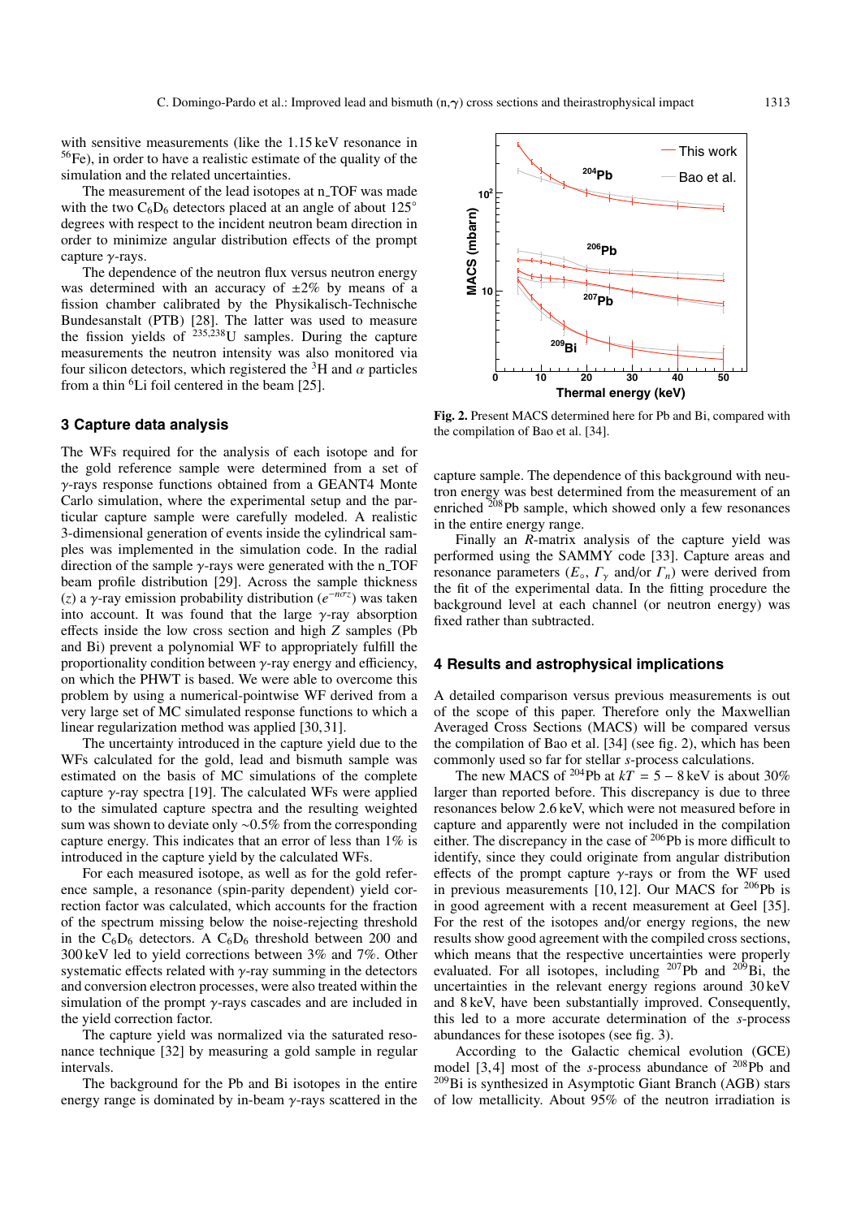with sensitive measurements (like the 1.15 keV resonance in $^{56}$Fe), in order to have a realistic estimate of the quality of the simulation and the related uncertainties.

The measurement of the lead isotopes at n_TOF was made with the two $C_6D_6$ detectors placed at an angle of about 125° degrees with respect to the incident neutron beam direction in order to minimize angular distribution effects of the prompt capture $\gamma$-rays.

The dependence of the neutron flux versus neutron energy was determined with an accuracy of ±2% by means of a fission chamber calibrated by the Physikalisch-Technische Bundesanstalt (PTB) [28]. The latter was used to measure the fission yields of $^{235,238}$U samples. During the capture measurements the neutron intensity was also monitored via four silicon detectors, which registered the $^3$H and $\alpha$ particles from a thin $^6$Li foil centered in the beam [25].

## 3 Capture data analysis

The WFs required for the analysis of each isotope and for the gold reference sample were determined from a set of $\gamma$-rays response functions obtained from a GEANT4 Monte Carlo simulation, where the experimental setup and the particular capture sample were carefully modeled. A realistic 3-dimensional generation of events inside the cylindrical samples was implemented in the simulation code. In the radial direction of the sample $\gamma$-rays were generated with the n_TOF beam profile distribution [29]. Across the sample thickness ($z$) a $\gamma$-ray emission probability distribution ($e^{-n\sigma z}$) was taken into account. It was found that the large $\gamma$-ray absorption effects inside the low cross section and high $Z$ samples (Pb and Bi) prevent a polynomial WF to appropriately fulfill the proportionality condition between $\gamma$-ray energy and efficiency, on which the PHWT is based. We were able to overcome this problem by using a numerical-pointwise WF derived from a very large set of MC simulated response functions to which a linear regularization method was applied [30,31].

The uncertainty introduced in the capture yield due to the WFs calculated for the gold, lead and bismuth sample was estimated on the basis of MC simulations of the complete capture $\gamma$-ray spectra [19]. The calculated WFs were applied to the simulated capture spectra and the resulting weighted sum was shown to deviate only ~0.5% from the corresponding capture energy. This indicates that an error of less than 1% is introduced in the capture yield by the calculated WFs.

For each measured isotope, as well as for the gold reference sample, a resonance (spin-parity dependent) yield correction factor was calculated, which accounts for the fraction of the spectrum missing below the noise-rejecting threshold in the $C_6D_6$ detectors. A $C_6D_6$ threshold between 200 and 300 keV led to yield corrections between 3% and 7%. Other systematic effects related with $\gamma$-ray summing in the detectors and conversion electron processes, were also treated within the simulation of the prompt $\gamma$-rays cascades and are included in the yield correction factor.

The capture yield was normalized via the saturated resonance technique [32] by measuring a gold sample in regular intervals.

The background for the Pb and Bi isotopes in the entire energy range is dominated by in-beam $\gamma$-rays scattered in the capture sample. The dependence of this background with neutron energy was best determined from the measurement of an enriched $^{208}$Pb sample, which showed only a few resonances in the entire energy range.

Finally an $R$-matrix analysis of the capture yield was performed using the SAMMY code [33]. Capture areas and resonance parameters ($E_\circ$, $\Gamma_\gamma$ and/or $\Gamma_n$) were derived from the fit of the experimental data. In the fitting procedure the background level at each channel (or neutron energy) was fixed rather than subtracted.

**Fig. 2.** Present MACS determined here for Pb and Bi, compared with the compilation of Bao et al. [34].

## 4 Results and astrophysical implications

A detailed comparison versus previous measurements is out of the scope of this paper. Therefore only the Maxwellian Averaged Cross Sections (MACS) will be compared versus the compilation of Bao et al. [34] (see fig. 2), which has been commonly used so far for stellar $s$-process calculations.

The new MACS of $^{204}$Pb at $kT = 5 - 8$ keV is about 30% larger than reported before. This discrepancy is due to three resonances below 2.6 keV, which were not measured before in capture and apparently were not included in the compilation either. The discrepancy in the case of $^{206}$Pb is more difficult to identify, since they could originate from angular distribution effects of the prompt capture $\gamma$-rays or from the WF used in previous measurements [10,12]. Our MACS for $^{206}$Pb is in good agreement with a recent measurement at Geel [35]. For the rest of the isotopes and/or energy regions, the new results show good agreement with the compiled cross sections, which means that the respective uncertainties were properly evaluated. For all isotopes, including $^{207}$Pb and $^{209}$Bi, the uncertainties in the relevant energy regions around 30 keV and 8 keV, have been substantially improved. Consequently, this led to a more accurate determination of the $s$-process abundances for these isotopes (see fig. 3).

According to the Galactic chemical evolution (GCE) model [3,4] most of the $s$-process abundance of $^{208}$Pb and $^{209}$Bi is synthesized in Asymptotic Giant Branch (AGB) stars of low metallicity. About 95% of the neutron irradiation is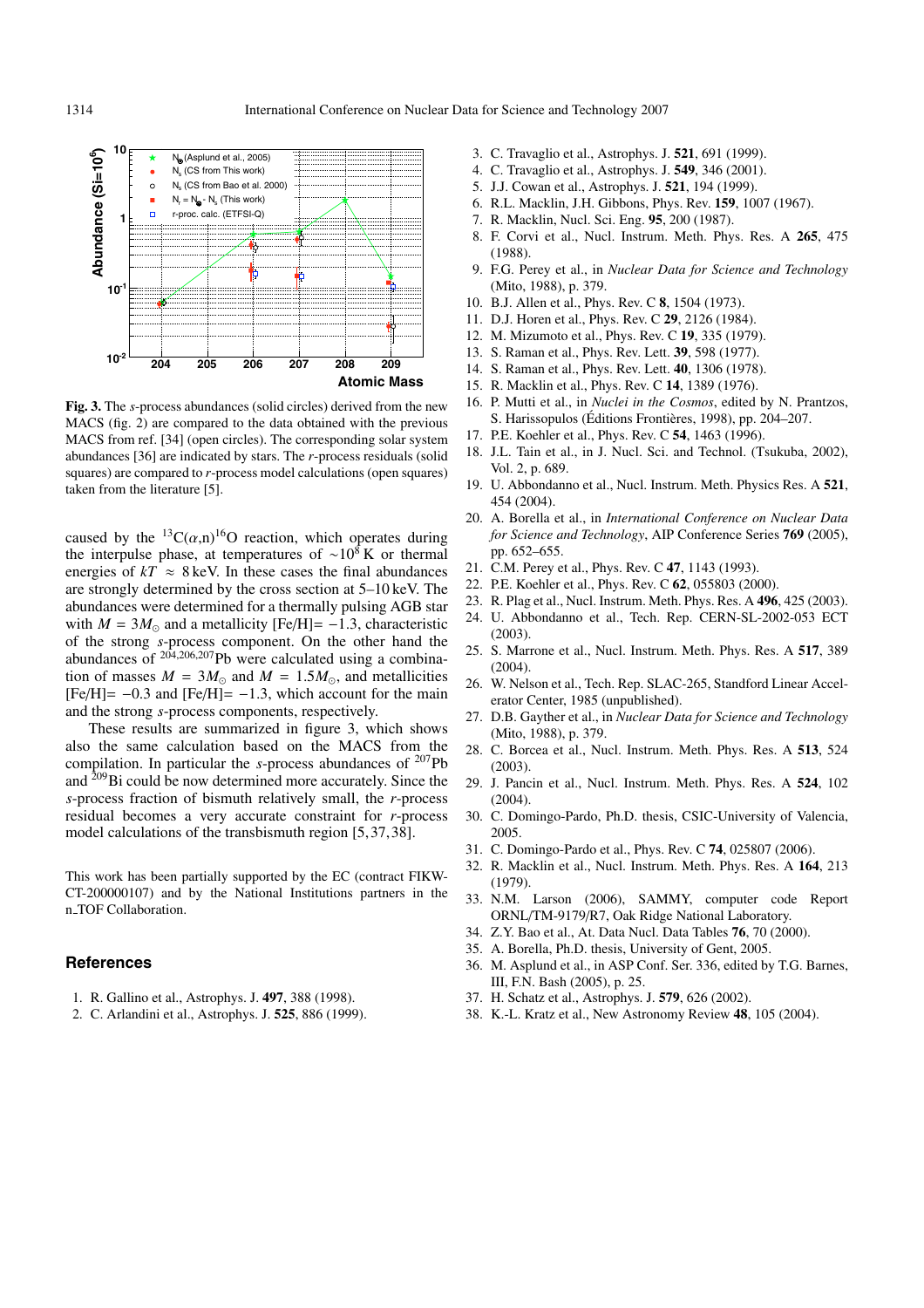Abundance (Si=10[6])

10

1

$10^{-1}$

$10^{-2}$

204 205 206 207 208 209

Atomic Mass

$N_{\odot}$ (Asplund et al., 2005)

$N_s$ (CS from This work)

$N_s$ (CS from Bao et al. 2000)

$N_r = N_{\odot} - N_s$ (This work)

r-proc. calc. (ETFSI-Q)

**Fig. 3.** The *s*-process abundances (solid circles) derived from the new MACS (fig. 2) are compared to the data obtained with the previous MACS from ref. [34] (open circles). The corresponding solar system abundances [36] are indicated by stars. The *r*-process residuals (solid squares) are compared to *r*-process model calculations (open squares) taken from the literature [5].

caused by the $^{13}C(\alpha,n)^{16}O$ reaction, which operates during the interpulse phase, at temperatures of $\sim 10^8$ K or thermal energies of $kT \approx 8$ keV. In these cases the final abundances are strongly determined by the cross section at 5–10 keV. The abundances were determined for a thermally pulsing AGB star with $M = 3M_{\odot}$ and a metallicity [Fe/H]$= -1.3$, characteristic of the strong *s*-process component. On the other hand the abundances of $^{204,206,207}$Pb were calculated using a combination of masses $M = 3M_{\odot}$ and $M = 1.5M_{\odot}$, and metallicities [Fe/H]$= -0.3$ and [Fe/H]$= -1.3$, which account for the main and the strong *s*-process components, respectively.

These results are summarized in figure 3, which shows also the same calculation based on the MACS from the compilation. In particular the *s*-process abundances of $^{207}$Pb and $^{209}$Bi could be now determined more accurately. Since the *s*-process fraction of bismuth relatively small, the *r*-process residual becomes a very accurate constraint for *r*-process model calculations of the transbismuth region [5,37,38].

This work has been partially supported by the EC (contract FIKW-CT-200000107) and by the National Institutions partners in the n_TOF Collaboration.

## References

1. R. Gallino et al., Astrophys. J. **497**, 388 (1998).
2. C. Arlandini et al., Astrophys. J. **525**, 886 (1999).
3. C. Travaglio et al., Astrophys. J. **521**, 691 (1999).
4. C. Travaglio et al., Astrophys. J. **549**, 346 (2001).
5. J.J. Cowan et al., Astrophys. J. **521**, 194 (1999).
6. R.L. Macklin, J.H. Gibbons, Phys. Rev. **159**, 1007 (1967).
7. R. Macklin, Nucl. Sci. Eng. **95**, 200 (1987).
8. F. Corvi et al., Nucl. Instrum. Meth. Phys. Res. A **265**, 475 (1988).
9. F.G. Perey et al., in *Nuclear Data for Science and Technology* (Mito, 1988), p. 379.
10. B.J. Allen et al., Phys. Rev. C **8**, 1504 (1973).
11. D.J. Horen et al., Phys. Rev. C **29**, 2126 (1984).
12. M. Mizumoto et al., Phys. Rev. C **19**, 335 (1979).
13. S. Raman et al., Phys. Rev. Lett. **39**, 598 (1977).
14. S. Raman et al., Phys. Rev. Lett. **40**, 1306 (1978).
15. R. Macklin et al., Phys. Rev. C **14**, 1389 (1976).
16. P. Mutti et al., in *Nuclei in the Cosmos*, edited by N. Prantzos, S. Harissopulos (Éditions Frontières, 1998), pp. 204–207.
17. P.E. Koehler et al., Phys. Rev. C **54**, 1463 (1996).
18. J.L. Tain et al., in J. Nucl. Sci. and Technol. (Tsukuba, 2002), Vol. 2, p. 689.
19. U. Abbondanno et al., Nucl. Instrum. Meth. Physics Res. A **521**, 454 (2004).
20. A. Borella et al., in *International Conference on Nuclear Data for Science and Technology*, AIP Conference Series **769** (2005), pp. 652–655.
21. C.M. Perey et al., Phys. Rev. C **47**, 1143 (1993).
22. P.E. Koehler et al., Phys. Rev. C **62**, 055803 (2000).
23. R. Plag et al., Nucl. Instrum. Meth. Phys. Res. A **496**, 425 (2003).
24. U. Abbondanno et al., Tech. Rep. CERN-SL-2002-053 ECT (2003).
25. S. Marrone et al., Nucl. Instrum. Meth. Phys. Res. A **517**, 389 (2004).
26. W. Nelson et al., Tech. Rep. SLAC-265, Standford Linear Accelerator Center, 1985 (unpublished).
27. D.B. Gayther et al., in *Nuclear Data for Science and Technology* (Mito, 1988), p. 379.
28. C. Borcea et al., Nucl. Instrum. Meth. Phys. Res. A **513**, 524 (2003).
29. J. Pancin et al., Nucl. Instrum. Meth. Phys. Res. A **524**, 102 (2004).
30. C. Domingo-Pardo, Ph.D. thesis, CSIC-University of Valencia, 2005.
31. C. Domingo-Pardo et al., Phys. Rev. C **74**, 025807 (2006).
32. R. Macklin et al., Nucl. Instrum. Meth. Phys. Res. A **164**, 213 (1979).
33. N.M. Larson (2006), SAMMY, computer code Report ORNL/TM-9179/R7, Oak Ridge National Laboratory.
34. Z.Y. Bao et al., At. Data Nucl. Data Tables **76**, 70 (2000).
35. A. Borella, Ph.D. thesis, University of Gent, 2005.
36. M. Asplund et al., in ASP Conf. Ser. 336, edited by T.G. Barnes, III, F.N. Bash (2005), p. 25.
37. H. Schatz et al., Astrophys. J. **579**, 626 (2002).
38. K.-L. Kratz et al., New Astronomy Review **48**, 105 (2004).